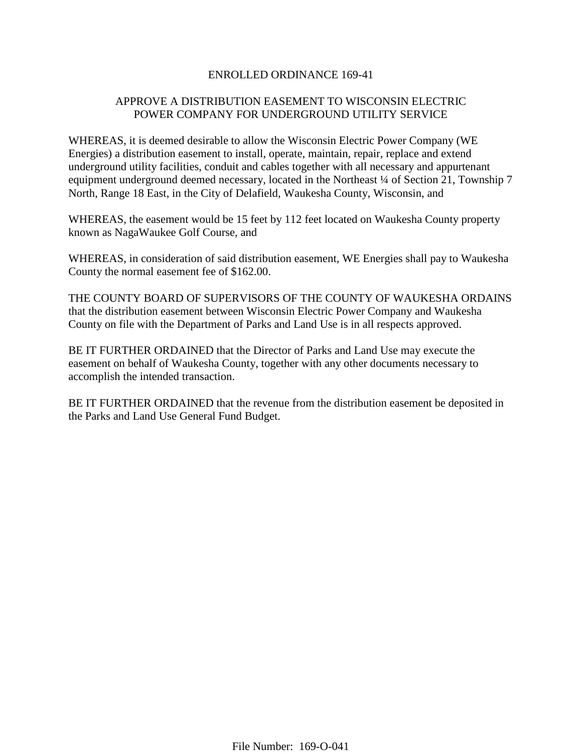# ENROLLED ORDINANCE 169-41

## APPROVE A DISTRIBUTION EASEMENT TO WISCONSIN ELECTRIC POWER COMPANY FOR UNDERGROUND UTILITY SERVICE

WHEREAS, it is deemed desirable to allow the Wisconsin Electric Power Company (WE Energies) a distribution easement to install, operate, maintain, repair, replace and extend underground utility facilities, conduit and cables together with all necessary and appurtenant equipment underground deemed necessary, located in the Northeast ¼ of Section 21, Township 7 North, Range 18 East, in the City of Delafield, Waukesha County, Wisconsin, and

WHEREAS, the easement would be 15 feet by 112 feet located on Waukesha County property known as NagaWaukee Golf Course, and

WHEREAS, in consideration of said distribution easement, WE Energies shall pay to Waukesha County the normal easement fee of $162.00.

THE COUNTY BOARD OF SUPERVISORS OF THE COUNTY OF WAUKESHA ORDAINS that the distribution easement between Wisconsin Electric Power Company and Waukesha County on file with the Department of Parks and Land Use is in all respects approved.

BE IT FURTHER ORDAINED that the Director of Parks and Land Use may execute the easement on behalf of Waukesha County, together with any other documents necessary to accomplish the intended transaction.

BE IT FURTHER ORDAINED that the revenue from the distribution easement be deposited in the Parks and Land Use General Fund Budget.

File Number: 169-O-041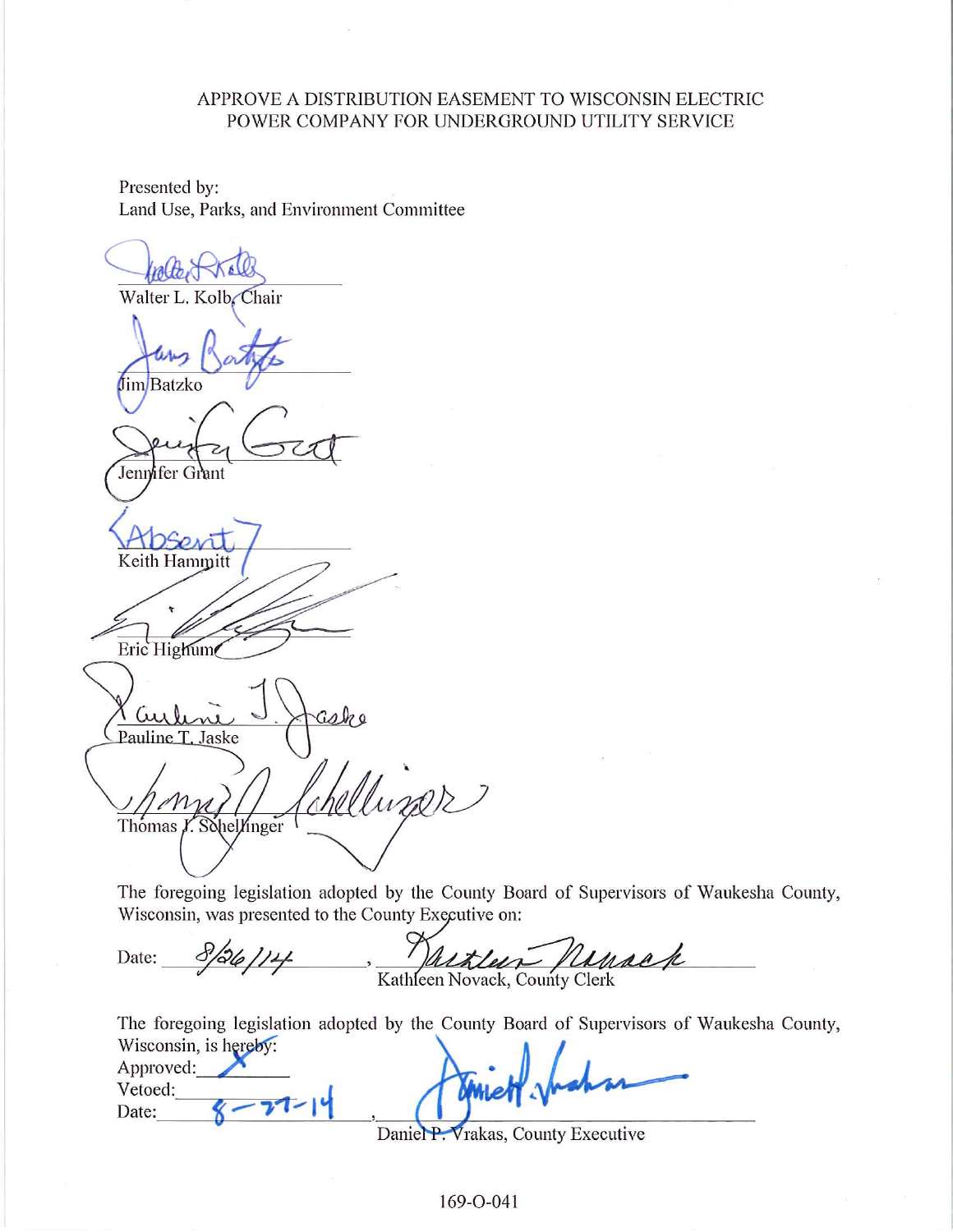APPROVE A DISTRIBUTION EASEMENT TO WISCONSIN ELECTRIC POWER COMPANY FOR UNDERGROUND UTILITY SERVICE

Presented by:
Land Use, Parks, and Environment Committee

Walter L. Kolb, Chair

Jim Batzko

Jennifer Grant

[Absent]
Keith Hammitt

Eric Highum

Pauline T. Jaske

Thomas J. Schellinger

The foregoing legislation adopted by the County Board of Supervisors of Waukesha County, Wisconsin, was presented to the County Executive on:

Date: 8/26/14, Kathleen Novack, County Clerk

The foregoing legislation adopted by the County Board of Supervisors of Waukesha County, Wisconsin, is hereby:

Approved: X
Vetoed:
Date: 8-27-14, Daniel P. Vrakas, County Executive

169-O-041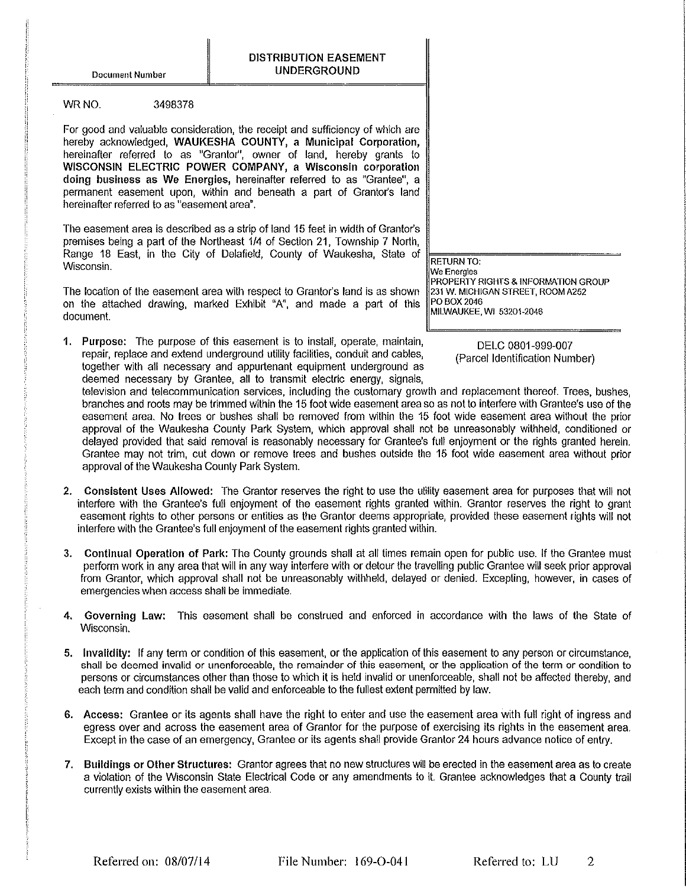Document Number

**DISTRIBUTION EASEMENT UNDERGROUND**

WR NO. 3498378

For good and valuable consideration, the receipt and sufficiency of which are hereby acknowledged, **WAUKESHA COUNTY, a Municipal Corporation,** hereinafter referred to as "Grantor", owner of land, hereby grants to **WISCONSIN ELECTRIC POWER COMPANY, a Wisconsin corporation doing business as We Energies,** hereinafter referred to as "Grantee", a permanent easement upon, within and beneath a part of Grantor's land hereinafter referred to as "easement area".

The easement area is described as a strip of land 15 feet in width of Grantor's premises being a part of the Northeast 1/4 of Section 21, Township 7 North, Range 18 East, in the City of Delafield, County of Waukesha, State of Wisconsin.

The location of the easement area with respect to Grantor's land is as shown on the attached drawing, marked Exhibit "A", and made a part of this document.

RETURN TO:
We Energies
PROPERTY RIGHTS & INFORMATION GROUP
231 W. MICHIGAN STREET, ROOM A252
PO BOX 2046
MILWAUKEE, WI 53201-2046

DELC 0801-999-007
(Parcel Identification Number)

1. **Purpose:** The purpose of this easement is to install, operate, maintain, repair, replace and extend underground utility facilities, conduit and cables, together with all necessary and appurtenant equipment underground as deemed necessary by Grantee, all to transmit electric energy, signals, television and telecommunication services, including the customary growth and replacement thereof. Trees, bushes, branches and roots may be trimmed within the 15 foot wide easement area so as not to interfere with Grantee's use of the easement area. No trees or bushes shall be removed from within the 15 foot wide easement area without the prior approval of the Waukesha County Park System, which approval shall not be unreasonably withheld, conditioned or delayed provided that said removal is reasonably necessary for Grantee's full enjoyment or the rights granted herein. Grantee may not trim, cut down or remove trees and bushes outside the 15 foot wide easement area without prior approval of the Waukesha County Park System.

2. **Consistent Uses Allowed:** The Grantor reserves the right to use the utility easement area for purposes that will not interfere with the Grantee's full enjoyment of the easement rights granted within. Grantor reserves the right to grant easement rights to other persons or entities as the Grantor deems appropriate, provided these easement rights will not interfere with the Grantee's full enjoyment of the easement rights granted within.

3. **Continual Operation of Park:** The County grounds shall at all times remain open for public use. If the Grantee must perform work in any area that will in any way interfere with or detour the travelling public Grantee will seek prior approval from Grantor, which approval shall not be unreasonably withheld, delayed or denied. Excepting, however, in cases of emergencies when access shall be immediate.

4. **Governing Law:** This easement shall be construed and enforced in accordance with the laws of the State of Wisconsin.

5. **Invalidity:** If any term or condition of this easement, or the application of this easement to any person or circumstance, shall be deemed invalid or unenforceable, the remainder of this easement, or the application of the term or condition to persons or circumstances other than those to which it is held invalid or unenforceable, shall not be affected thereby, and each term and condition shall be valid and enforceable to the fullest extent permitted by law.

6. **Access:** Grantee or its agents shall have the right to enter and use the easement area with full right of ingress and egress over and across the easement area of Grantor for the purpose of exercising its rights in the easement area. Except in the case of an emergency, Grantee or its agents shall provide Grantor 24 hours advance notice of entry.

7. **Buildings or Other Structures:** Grantor agrees that no new structures will be erected in the easement area as to create a violation of the Wisconsin State Electrical Code or any amendments to it. Grantee acknowledges that a County trail currently exists within the easement area.

Referred on: 08/07/14 File Number: 169-O-041 Referred to: LU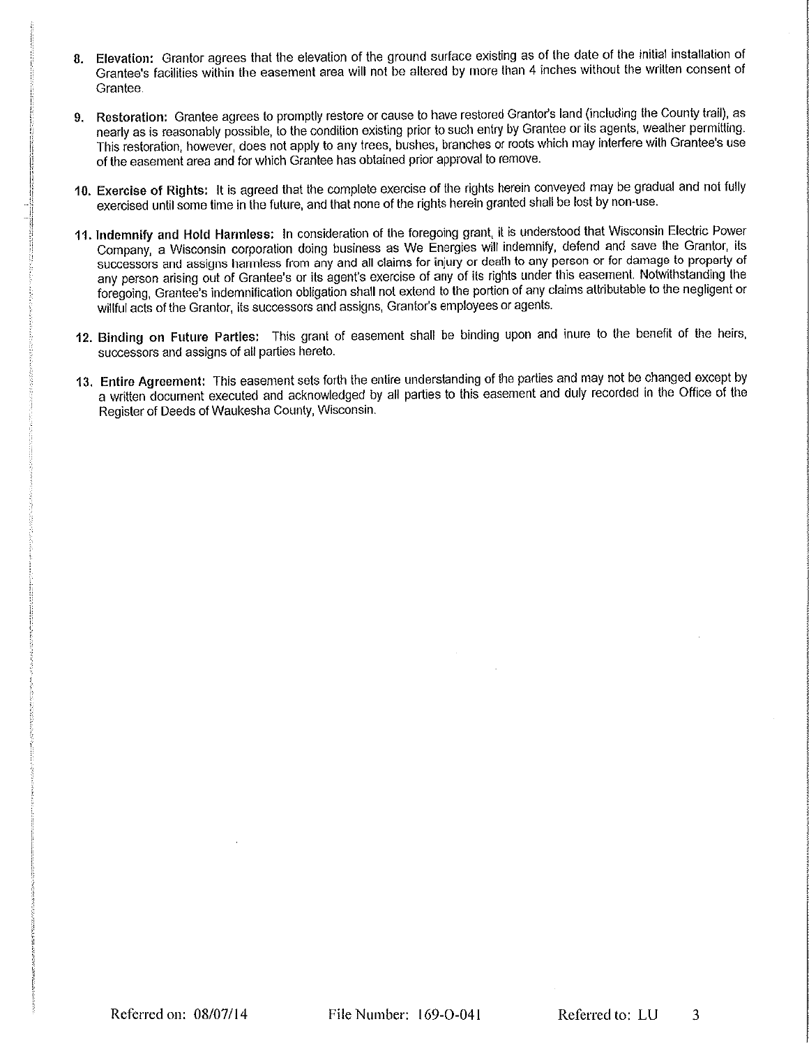8. **Elevation:** Grantor agrees that the elevation of the ground surface existing as of the date of the initial installation of Grantee's facilities within the easement area will not be altered by more than 4 inches without the written consent of Grantee.

9. **Restoration:** Grantee agrees to promptly restore or cause to have restored Grantor's land (including the County trail), as nearly as is reasonably possible, to the condition existing prior to such entry by Grantee or its agents, weather permitting. This restoration, however, does not apply to any trees, bushes, branches or roots which may interfere with Grantee's use of the easement area and for which Grantee has obtained prior approval to remove.

10. **Exercise of Rights:** It is agreed that the complete exercise of the rights herein conveyed may be gradual and not fully exercised until some time in the future, and that none of the rights herein granted shall be lost by non-use.

11. **Indemnify and Hold Harmless:** In consideration of the foregoing grant, it is understood that Wisconsin Electric Power Company, a Wisconsin corporation doing business as We Energies will indemnify, defend and save the Grantor, its successors and assigns harmless from any and all claims for injury or death to any person or for damage to property of any person arising out of Grantee's or its agent's exercise of any of its rights under this easement. Notwithstanding the foregoing, Grantee's indemnification obligation shall not extend to the portion of any claims attributable to the negligent or willful acts of the Grantor, its successors and assigns, Grantor's employees or agents.

12. **Binding on Future Parties:** This grant of easement shall be binding upon and inure to the benefit of the heirs, successors and assigns of all parties hereto.

13. **Entire Agreement:** This easement sets forth the entire understanding of the parties and may not be changed except by a written document executed and acknowledged by all parties to this easement and duly recorded in the Office of the Register of Deeds of Waukesha County, Wisconsin.

Referred on: 08/07/14 File Number: 169-O-041 Referred to: LU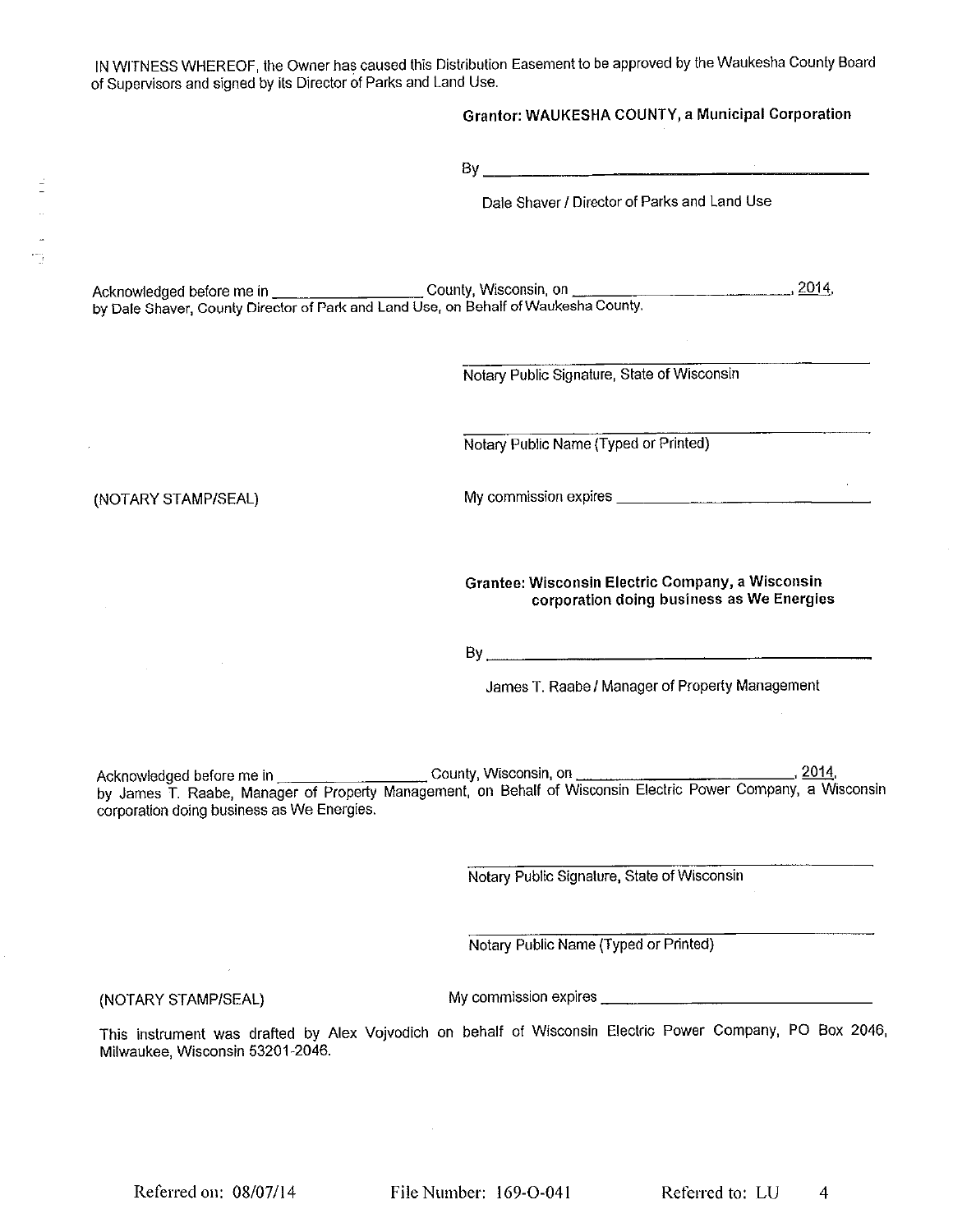IN WITNESS WHEREOF, the Owner has caused this Distribution Easement to be approved by the Waukesha County Board of Supervisors and signed by its Director of Parks and Land Use.

**Grantor: WAUKESHA COUNTY, a Municipal Corporation**

By ___________________________________________

Dale Shaver / Director of Parks and Land Use

Acknowledged before me in _________________ County, Wisconsin, on ___________________________, 2014, by Dale Shaver, County Director of Park and Land Use, on Behalf of Waukesha County.

___________________________________________

Notary Public Signature, State of Wisconsin

___________________________________________

Notary Public Name (Typed or Printed)

(NOTARY STAMP/SEAL)

My commission expires ______________________________

**Grantee: Wisconsin Electric Company, a Wisconsin corporation doing business as We Energies**

By ___________________________________________

James T. Raabe / Manager of Property Management

Acknowledged before me in _________________ County, Wisconsin, on ___________________________, 2014, by James T. Raabe, Manager of Property Management, on Behalf of Wisconsin Electric Power Company, a Wisconsin corporation doing business as We Energies.

___________________________________________

Notary Public Signature, State of Wisconsin

___________________________________________

Notary Public Name (Typed or Printed)

(NOTARY STAMP/SEAL)

My commission expires ______________________________

This instrument was drafted by Alex Vojvodich on behalf of Wisconsin Electric Power Company, PO Box 2046, Milwaukee, Wisconsin 53201-2046.

Referred on: 08/07/14 File Number: 169-O-041 Referred to: LU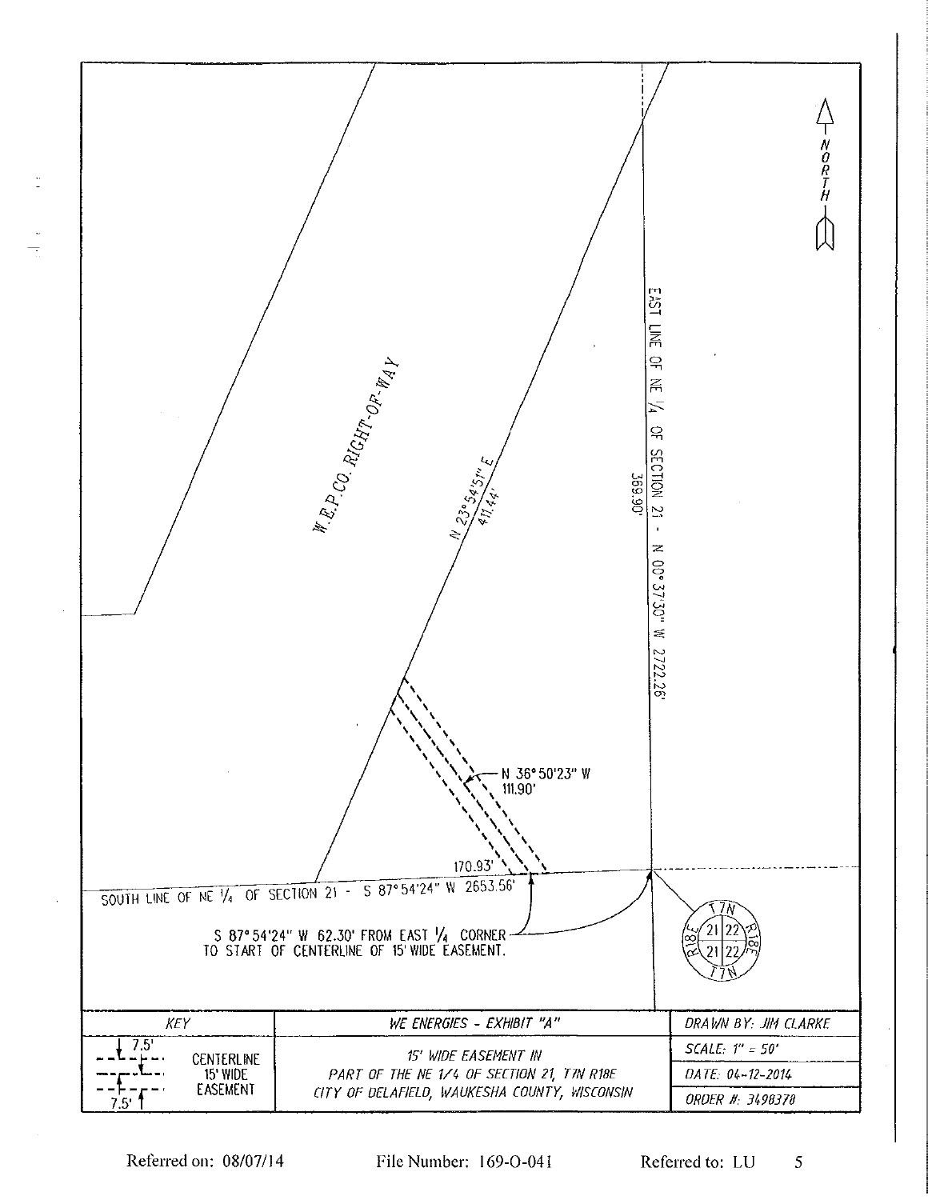NORTH

W.E.P.CO. RIGHT-OF-WAY

N 23°54'51" E
411.44'

EAST LINE OF NE 1/4 OF SECTION 21 - N 00°37'30" W 2722.26'

369.90'

N 36°50'23" W
111.90'

170.93'

SOUTH LINE OF NE 1/4 OF SECTION 21 - S 87°54'24" W 2653.56'

S 87°54'24" W 62.30' FROM EAST 1/4 CORNER TO START OF CENTERLINE OF 15' WIDE EASEMENT.

T7N R18E 21 22 21 22 R18E T7N

| KEY | WE ENERGIES - EXHIBIT "A" | DRAWN BY: JIM CLARKE |
|---|---|---|
| 7.5' CENTERLINE 15' WIDE EASEMENT 7.5' | 15' WIDE EASEMENT IN PART OF THE NE 1/4 OF SECTION 21, T7N R18E CITY OF DELAFIELD, WAUKESHA COUNTY, WISCONSIN | SCALE: 1" = 50' |
| | | DATE: 04-12-2014 |
| | | ORDER #: 3498370 |

Referred on: 08/07/14 File Number: 169-O-041 Referred to: LU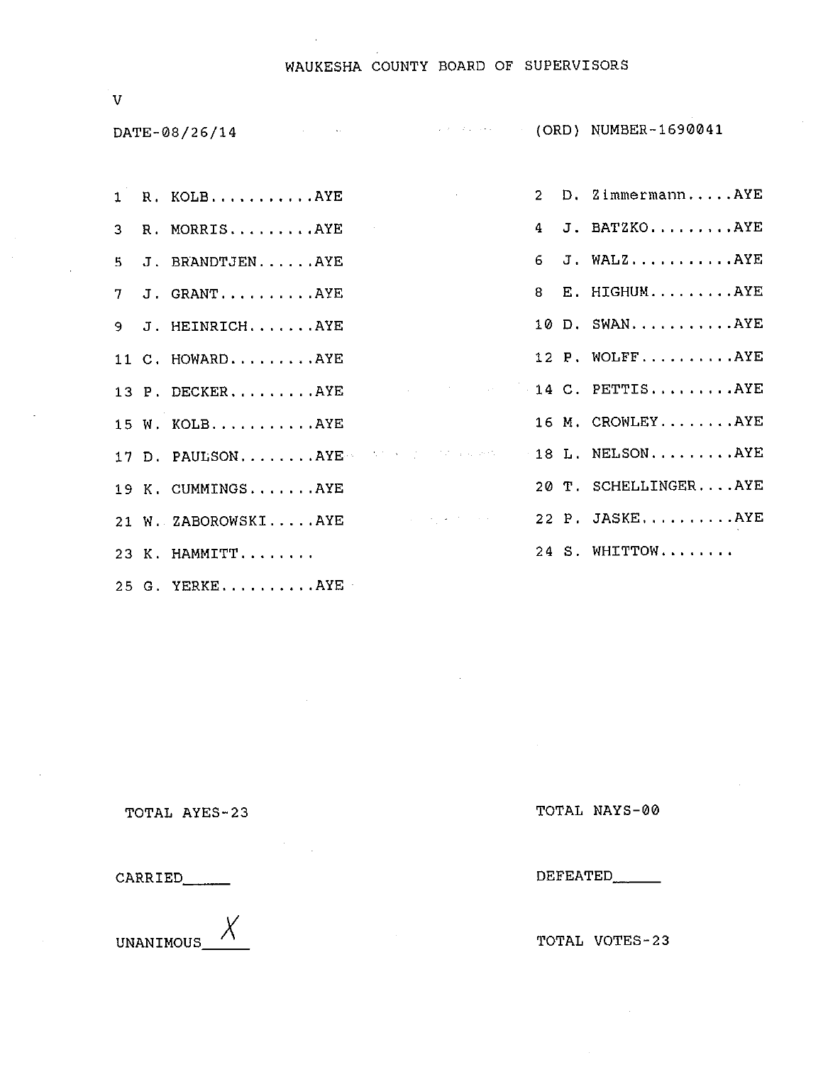WAUKESHA COUNTY BOARD OF SUPERVISORS

V

DATE-08/26/14 (ORD) NUMBER-1690041

| | |
|---|---|
| 1 R. KOLB...........AYE | 2 D. Zimmermann.....AYE |
| 3 R. MORRIS.........AYE | 4 J. BATZKO.........AYE |
| 5 J. BRANDTJEN......AYE | 6 J. WALZ...........AYE |
| 7 J. GRANT..........AYE | 8 E. HIGHUM.........AYE |
| 9 J. HEINRICH.......AYE | 10 D. SWAN...........AYE |
| 11 C. HOWARD.........AYE | 12 P. WOLFF..........AYE |
| 13 P. DECKER.........AYE | 14 C. PETTIS.........AYE |
| 15 W. KOLB...........AYE | 16 M. CROWLEY........AYE |
| 17 D. PAULSON........AYE | 18 L. NELSON.........AYE |
| 19 K. CUMMINGS.......AYE | 20 T. SCHELLINGER....AYE |
| 21 W. ZABOROWSKI.....AYE | 22 P. JASKE..........AYE |
| 23 K. HAMMITT........ | 24 S. WHITTOW........ |
| 25 G. YERKE..........AYE | |

TOTAL AYES-23 TOTAL NAYS-00

CARRIED_____ DEFEATED_____

UNANIMOUS X TOTAL VOTES-23